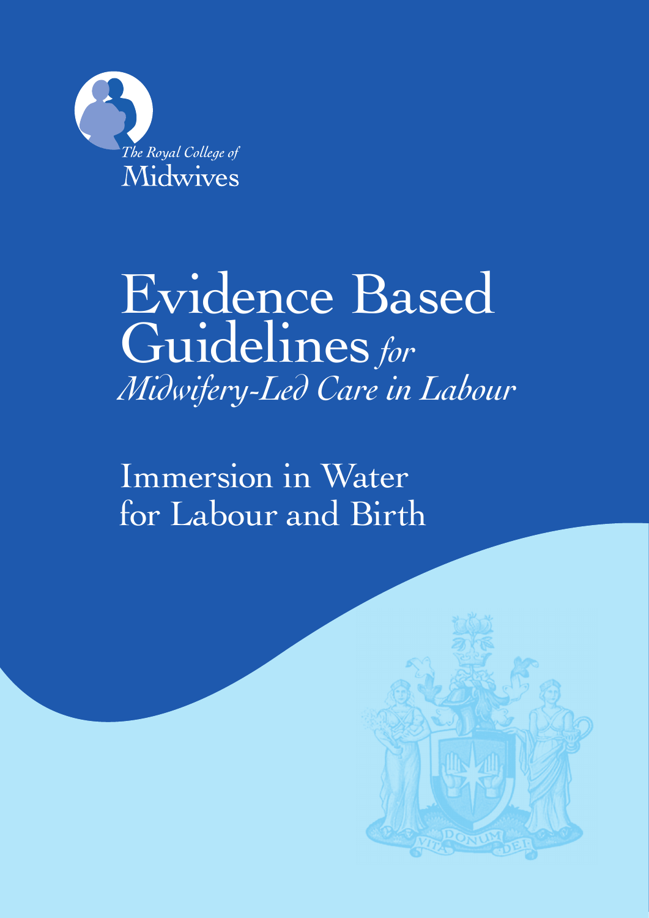The Royal College of Midwives

# Evidence Based Guidelines *for Midwifery-Led Care in Labour*

## Immersion in Water for Labour and Birth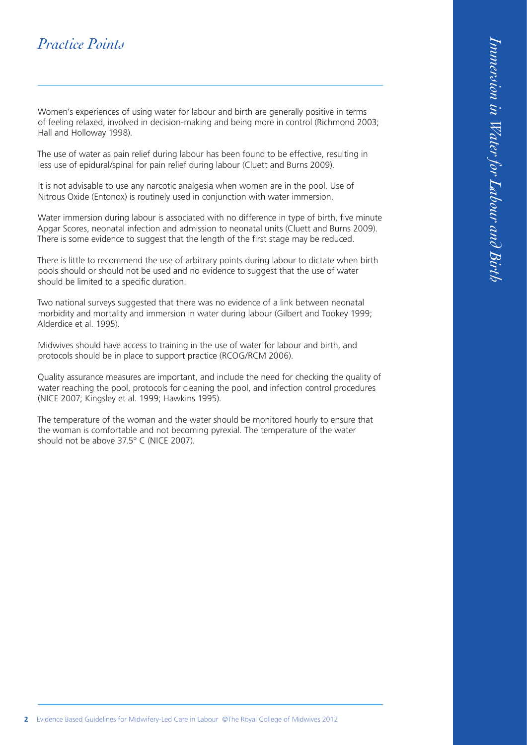# *Practice Points*

Women's experiences of using water for labour and birth are generally positive in terms of feeling relaxed, involved in decision-making and being more in control (Richmond 2003; Hall and Holloway 1998).

The use of water as pain relief during labour has been found to be effective, resulting in less use of epidural/spinal for pain relief during labour (Cluett and Burns 2009).

It is not advisable to use any narcotic analgesia when women are in the pool. Use of Nitrous Oxide (Entonox) is routinely used in conjunction with water immersion.

Water immersion during labour is associated with no difference in type of birth, five minute Apgar Scores, neonatal infection and admission to neonatal units (Cluett and Burns 2009). There is some evidence to suggest that the length of the first stage may be reduced.

There is little to recommend the use of arbitrary points during labour to dictate when birth pools should or should not be used and no evidence to suggest that the use of water should be limited to a specific duration.

Two national surveys suggested that there was no evidence of a link between neonatal morbidity and mortality and immersion in water during labour (Gilbert and Tookey 1999; Alderdice et al. 1995).

Midwives should have access to training in the use of water for labour and birth, and protocols should be in place to support practice (RCOG/RCM 2006).

Quality assurance measures are important, and include the need for checking the quality of water reaching the pool, protocols for cleaning the pool, and infection control procedures (NICE 2007; Kingsley et al. 1999; Hawkins 1995).

The temperature of the woman and the water should be monitored hourly to ensure that the woman is comfortable and not becoming pyrexial. The temperature of the water should not be above 37.5° C (NICE 2007).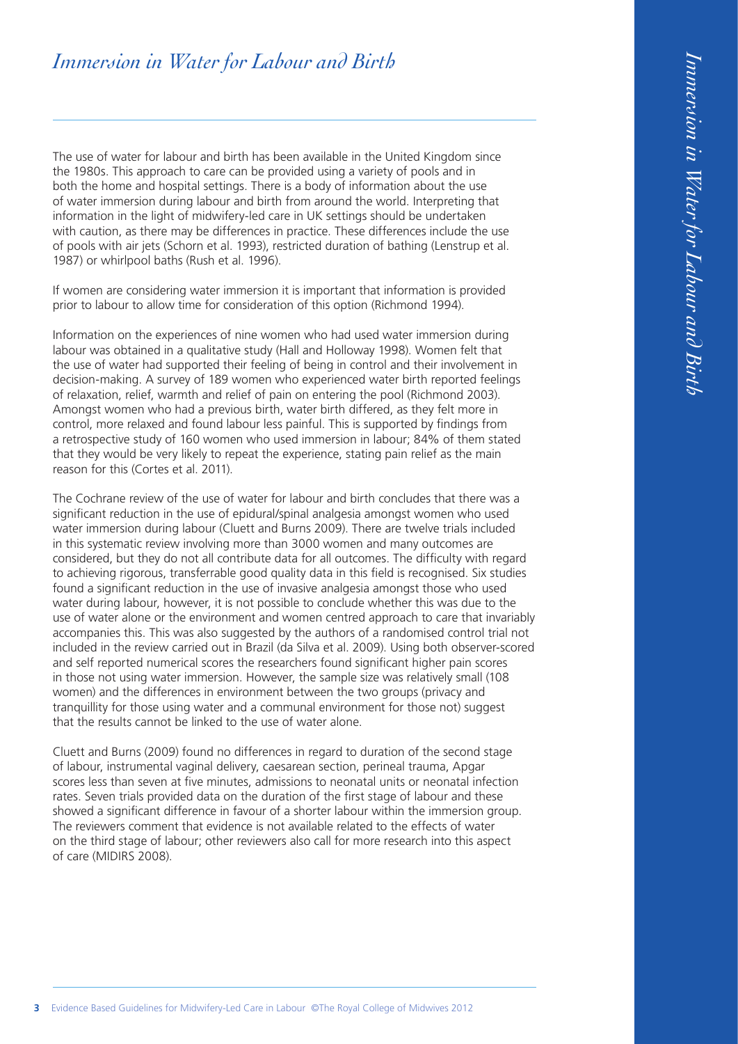# *Immersion in Water for Labour and Birth*

The use of water for labour and birth has been available in the United Kingdom since the 1980s. This approach to care can be provided using a variety of pools and in both the home and hospital settings. There is a body of information about the use of water immersion during labour and birth from around the world. Interpreting that information in the light of midwifery-led care in UK settings should be undertaken with caution, as there may be differences in practice. These differences include the use of pools with air jets (Schorn et al. 1993), restricted duration of bathing (Lenstrup et al. 1987) or whirlpool baths (Rush et al. 1996).

If women are considering water immersion it is important that information is provided prior to labour to allow time for consideration of this option (Richmond 1994).

Information on the experiences of nine women who had used water immersion during labour was obtained in a qualitative study (Hall and Holloway 1998). Women felt that the use of water had supported their feeling of being in control and their involvement in decision-making. A survey of 189 women who experienced water birth reported feelings of relaxation, relief, warmth and relief of pain on entering the pool (Richmond 2003). Amongst women who had a previous birth, water birth differed, as they felt more in control, more relaxed and found labour less painful. This is supported by findings from a retrospective study of 160 women who used immersion in labour; 84% of them stated that they would be very likely to repeat the experience, stating pain relief as the main reason for this (Cortes et al. 2011).

The Cochrane review of the use of water for labour and birth concludes that there was a significant reduction in the use of epidural/spinal analgesia amongst women who used water immersion during labour (Cluett and Burns 2009). There are twelve trials included in this systematic review involving more than 3000 women and many outcomes are considered, but they do not all contribute data for all outcomes. The difficulty with regard to achieving rigorous, transferrable good quality data in this field is recognised. Six studies found a significant reduction in the use of invasive analgesia amongst those who used water during labour, however, it is not possible to conclude whether this was due to the use of water alone or the environment and women centred approach to care that invariably accompanies this. This was also suggested by the authors of a randomised control trial not included in the review carried out in Brazil (da Silva et al. 2009). Using both observer-scored and self reported numerical scores the researchers found significant higher pain scores in those not using water immersion. However, the sample size was relatively small (108 women) and the differences in environment between the two groups (privacy and tranquillity for those using water and a communal environment for those not) suggest that the results cannot be linked to the use of water alone.

Cluett and Burns (2009) found no differences in regard to duration of the second stage of labour, instrumental vaginal delivery, caesarean section, perineal trauma, Apgar scores less than seven at five minutes, admissions to neonatal units or neonatal infection rates. Seven trials provided data on the duration of the first stage of labour and these showed a significant difference in favour of a shorter labour within the immersion group. The reviewers comment that evidence is not available related to the effects of water on the third stage of labour; other reviewers also call for more research into this aspect of care (MIDIRS 2008).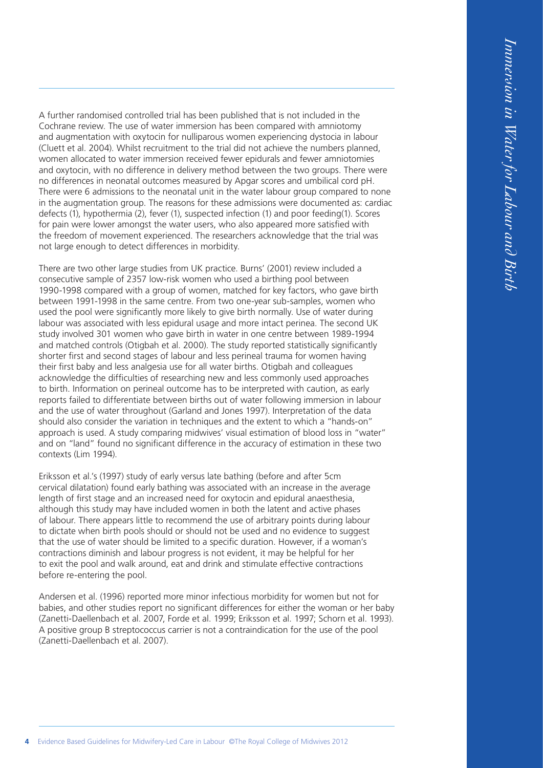A further randomised controlled trial has been published that is not included in the Cochrane review. The use of water immersion has been compared with amniotomy and augmentation with oxytocin for nulliparous women experiencing dystocia in labour (Cluett et al. 2004). Whilst recruitment to the trial did not achieve the numbers planned, women allocated to water immersion received fewer epidurals and fewer amniotomies and oxytocin, with no difference in delivery method between the two groups. There were no differences in neonatal outcomes measured by Apgar scores and umbilical cord pH. There were 6 admissions to the neonatal unit in the water labour group compared to none in the augmentation group. The reasons for these admissions were documented as: cardiac defects (1), hypothermia (2), fever (1), suspected infection (1) and poor feeding(1). Scores for pain were lower amongst the water users, who also appeared more satisfied with the freedom of movement experienced. The researchers acknowledge that the trial was not large enough to detect differences in morbidity.

There are two other large studies from UK practice. Burns' (2001) review included a consecutive sample of 2357 low-risk women who used a birthing pool between 1990-1998 compared with a group of women, matched for key factors, who gave birth between 1991-1998 in the same centre. From two one-year sub-samples, women who used the pool were significantly more likely to give birth normally. Use of water during labour was associated with less epidural usage and more intact perinea. The second UK study involved 301 women who gave birth in water in one centre between 1989-1994 and matched controls (Otigbah et al. 2000). The study reported statistically significantly shorter first and second stages of labour and less perineal trauma for women having their first baby and less analgesia use for all water births. Otigbah and colleagues acknowledge the difficulties of researching new and less commonly used approaches to birth. Information on perineal outcome has to be interpreted with caution, as early reports failed to differentiate between births out of water following immersion in labour and the use of water throughout (Garland and Jones 1997). Interpretation of the data should also consider the variation in techniques and the extent to which a "hands-on" approach is used. A study comparing midwives' visual estimation of blood loss in "water" and on "land" found no significant difference in the accuracy of estimation in these two contexts (Lim 1994).

Eriksson et al.'s (1997) study of early versus late bathing (before and after 5cm cervical dilatation) found early bathing was associated with an increase in the average length of first stage and an increased need for oxytocin and epidural anaesthesia, although this study may have included women in both the latent and active phases of labour. There appears little to recommend the use of arbitrary points during labour to dictate when birth pools should or should not be used and no evidence to suggest that the use of water should be limited to a specific duration. However, if a woman's contractions diminish and labour progress is not evident, it may be helpful for her to exit the pool and walk around, eat and drink and stimulate effective contractions before re-entering the pool.

Andersen et al. (1996) reported more minor infectious morbidity for women but not for babies, and other studies report no significant differences for either the woman or her baby (Zanetti-Daellenbach et al. 2007, Forde et al. 1999; Eriksson et al. 1997; Schorn et al. 1993). A positive group B streptococcus carrier is not a contraindication for the use of the pool (Zanetti-Daellenbach et al. 2007).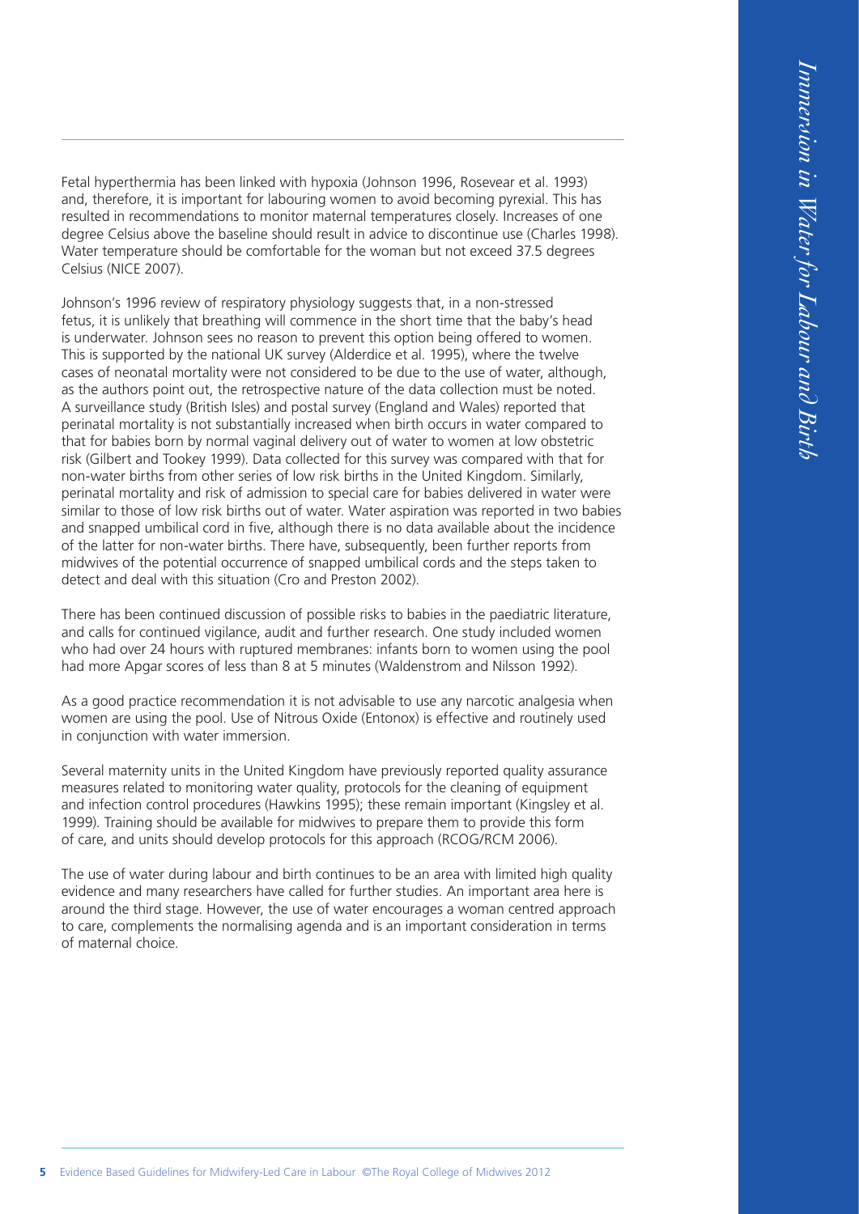Fetal hyperthermia has been linked with hypoxia (Johnson 1996, Rosevear et al. 1993) and, therefore, it is important for labouring women to avoid becoming pyrexial. This has resulted in recommendations to monitor maternal temperatures closely. Increases of one degree Celsius above the baseline should result in advice to discontinue use (Charles 1998). Water temperature should be comfortable for the woman but not exceed 37.5 degrees Celsius (NICE 2007).

Johnson's 1996 review of respiratory physiology suggests that, in a non-stressed fetus, it is unlikely that breathing will commence in the short time that the baby's head is underwater. Johnson sees no reason to prevent this option being offered to women. This is supported by the national UK survey (Alderdice et al. 1995), where the twelve cases of neonatal mortality were not considered to be due to the use of water, although, as the authors point out, the retrospective nature of the data collection must be noted. A surveillance study (British Isles) and postal survey (England and Wales) reported that perinatal mortality is not substantially increased when birth occurs in water compared to that for babies born by normal vaginal delivery out of water to women at low obstetric risk (Gilbert and Tookey 1999). Data collected for this survey was compared with that for non-water births from other series of low risk births in the United Kingdom. Similarly, perinatal mortality and risk of admission to special care for babies delivered in water were similar to those of low risk births out of water. Water aspiration was reported in two babies and snapped umbilical cord in five, although there is no data available about the incidence of the latter for non-water births. There have, subsequently, been further reports from midwives of the potential occurrence of snapped umbilical cords and the steps taken to detect and deal with this situation (Cro and Preston 2002).

There has been continued discussion of possible risks to babies in the paediatric literature, and calls for continued vigilance, audit and further research. One study included women who had over 24 hours with ruptured membranes: infants born to women using the pool had more Apgar scores of less than 8 at 5 minutes (Waldenstrom and Nilsson 1992).

As a good practice recommendation it is not advisable to use any narcotic analgesia when women are using the pool. Use of Nitrous Oxide (Entonox) is effective and routinely used in conjunction with water immersion.

Several maternity units in the United Kingdom have previously reported quality assurance measures related to monitoring water quality, protocols for the cleaning of equipment and infection control procedures (Hawkins 1995); these remain important (Kingsley et al. 1999). Training should be available for midwives to prepare them to provide this form of care, and units should develop protocols for this approach (RCOG/RCM 2006).

The use of water during labour and birth continues to be an area with limited high quality evidence and many researchers have called for further studies. An important area here is around the third stage. However, the use of water encourages a woman centred approach to care, complements the normalising agenda and is an important consideration in terms of maternal choice.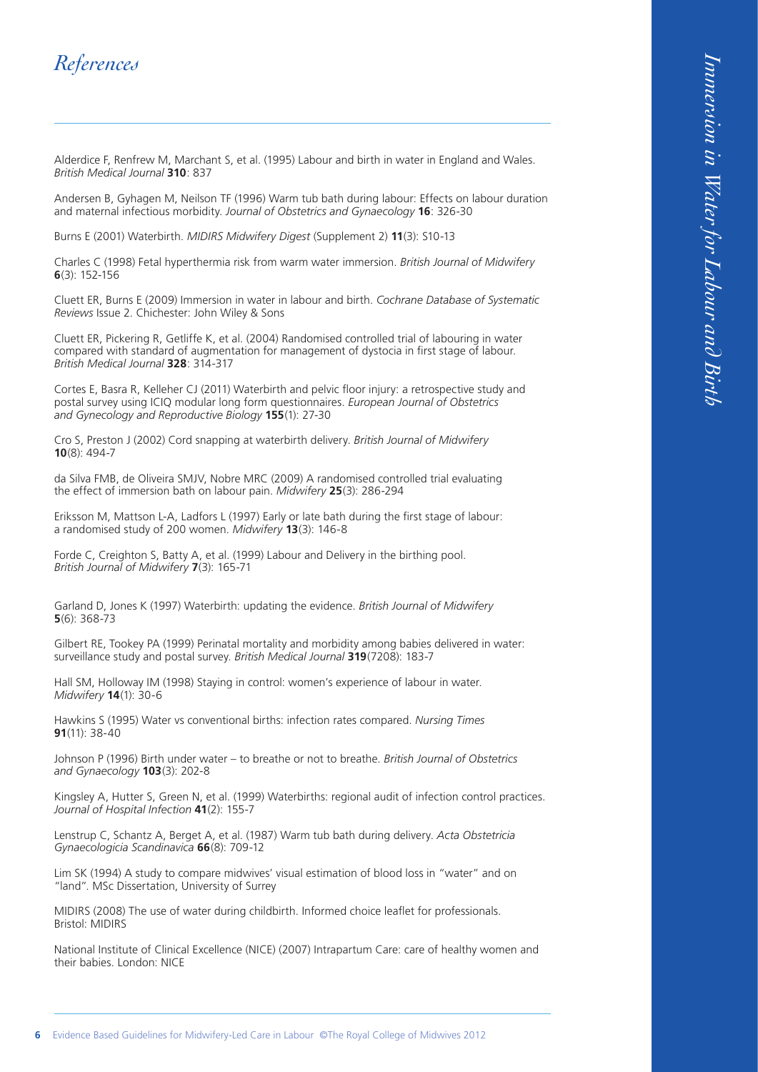# *References*

Alderdice F, Renfrew M, Marchant S, et al. (1995) Labour and birth in water in England and Wales. *British Medical Journal* **310**: 837

Andersen B, Gyhagen M, Neilson TF (1996) Warm tub bath during labour: Effects on labour duration and maternal infectious morbidity. *Journal of Obstetrics and Gynaecology* **16**: 326-30

Burns E (2001) Waterbirth. *MIDIRS Midwifery Digest* (Supplement 2) **11**(3): S10-13

Charles C (1998) Fetal hyperthermia risk from warm water immersion. *British Journal of Midwifery* **6**(3): 152-156

Cluett ER, Burns E (2009) Immersion in water in labour and birth. *Cochrane Database of Systematic Reviews* Issue 2. Chichester: John Wiley & Sons

Cluett ER, Pickering R, Getliffe K, et al. (2004) Randomised controlled trial of labouring in water compared with standard of augmentation for management of dystocia in first stage of labour. *British Medical Journal* **328**: 314-317

Cortes E, Basra R, Kelleher CJ (2011) Waterbirth and pelvic floor injury: a retrospective study and postal survey using ICIQ modular long form questionnaires. *European Journal of Obstetrics and Gynecology and Reproductive Biology* **155**(1): 27-30

Cro S, Preston J (2002) Cord snapping at waterbirth delivery. *British Journal of Midwifery* **10**(8): 494-7

da Silva FMB, de Oliveira SMJV, Nobre MRC (2009) A randomised controlled trial evaluating the effect of immersion bath on labour pain. *Midwifery* **25**(3): 286-294

Eriksson M, Mattson L-A, Ladfors L (1997) Early or late bath during the first stage of labour: a randomised study of 200 women. *Midwifery* **13**(3): 146-8

Forde C, Creighton S, Batty A, et al. (1999) Labour and Delivery in the birthing pool. *British Journal of Midwifery* **7**(3): 165-71

Garland D, Jones K (1997) Waterbirth: updating the evidence. *British Journal of Midwifery* **5**(6): 368-73

Gilbert RE, Tookey PA (1999) Perinatal mortality and morbidity among babies delivered in water: surveillance study and postal survey. *British Medical Journal* **319**(7208): 183-7

Hall SM, Holloway IM (1998) Staying in control: women's experience of labour in water. *Midwifery* **14**(1): 30-6

Hawkins S (1995) Water vs conventional births: infection rates compared. *Nursing Times* **91**(11): 38-40

Johnson P (1996) Birth under water – to breathe or not to breathe. *British Journal of Obstetrics and Gynaecology* **103**(3): 202-8

Kingsley A, Hutter S, Green N, et al. (1999) Waterbirths: regional audit of infection control practices. *Journal of Hospital Infection* **41**(2): 155-7

Lenstrup C, Schantz A, Berget A, et al. (1987) Warm tub bath during delivery. *Acta Obstetricia Gynaecologicia Scandinavica* **66**(8): 709-12

Lim SK (1994) A study to compare midwives' visual estimation of blood loss in "water" and on "land". MSc Dissertation, University of Surrey

MIDIRS (2008) The use of water during childbirth. Informed choice leaflet for professionals. Bristol: MIDIRS

National Institute of Clinical Excellence (NICE) (2007) Intrapartum Care: care of healthy women and their babies. London: NICE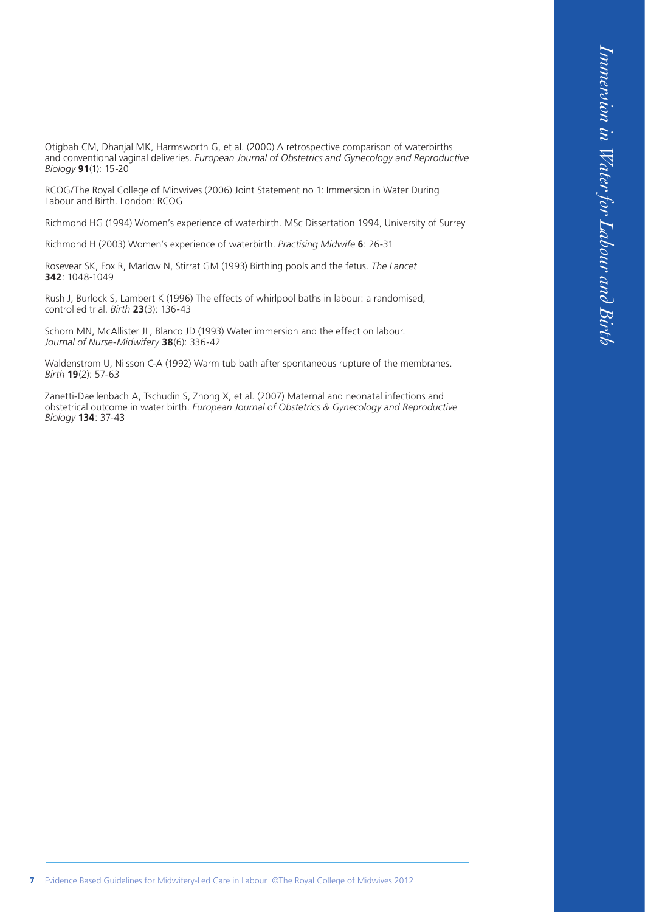Otigbah CM, Dhanjal MK, Harmsworth G, et al. (2000) A retrospective comparison of waterbirths and conventional vaginal deliveries. *European Journal of Obstetrics and Gynecology and Reproductive Biology* **91**(1): 15-20

RCOG/The Royal College of Midwives (2006) Joint Statement no 1: Immersion in Water During Labour and Birth. London: RCOG

Richmond HG (1994) Women's experience of waterbirth. MSc Dissertation 1994, University of Surrey

Richmond H (2003) Women's experience of waterbirth. *Practising Midwife* **6**: 26-31

Rosevear SK, Fox R, Marlow N, Stirrat GM (1993) Birthing pools and the fetus. *The Lancet* **342**: 1048-1049

Rush J, Burlock S, Lambert K (1996) The effects of whirlpool baths in labour: a randomised, controlled trial. *Birth* **23**(3): 136-43

Schorn MN, McAllister JL, Blanco JD (1993) Water immersion and the effect on labour. *Journal of Nurse-Midwifery* **38**(6): 336-42

Waldenstrom U, Nilsson C-A (1992) Warm tub bath after spontaneous rupture of the membranes. *Birth* **19**(2): 57-63

Zanetti-Daellenbach A, Tschudin S, Zhong X, et al. (2007) Maternal and neonatal infections and obstetrical outcome in water birth. *European Journal of Obstetrics & Gynecology and Reproductive Biology* **134**: 37-43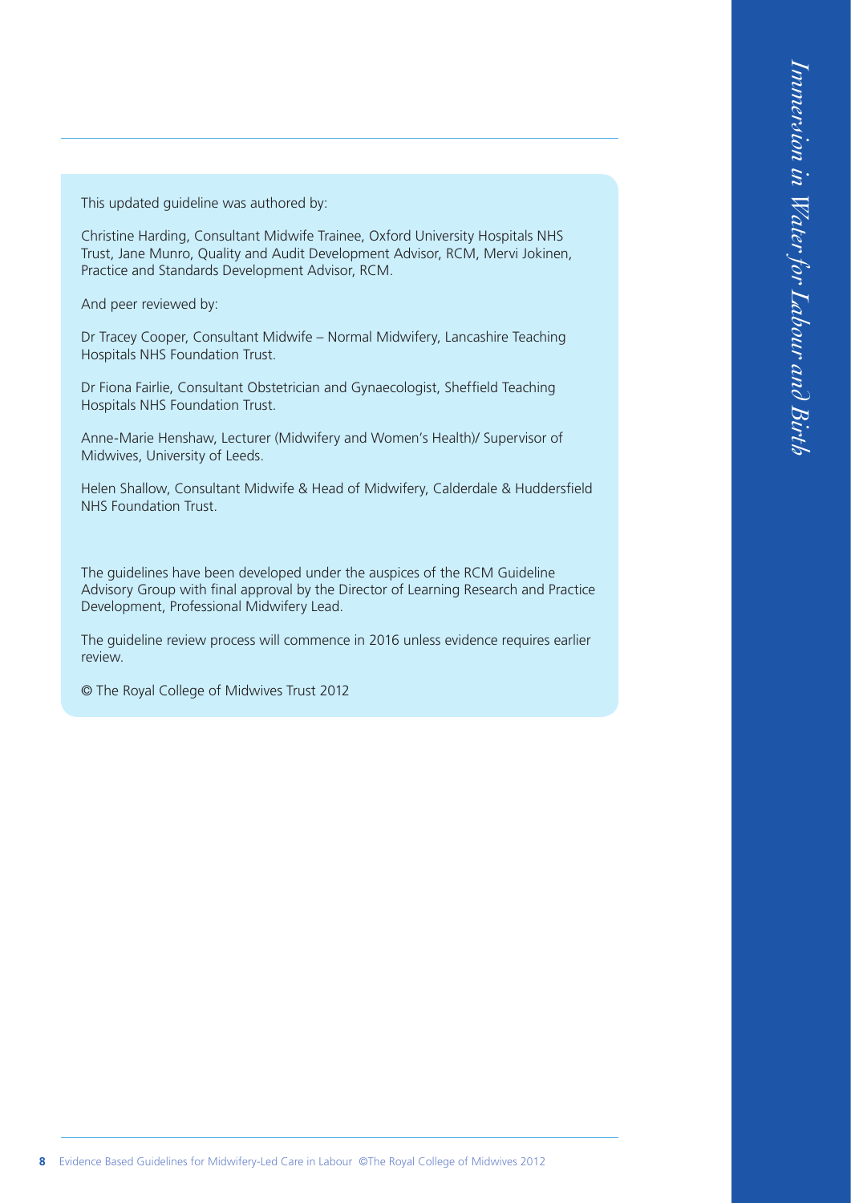This updated guideline was authored by:

Christine Harding, Consultant Midwife Trainee, Oxford University Hospitals NHS Trust, Jane Munro, Quality and Audit Development Advisor, RCM, Mervi Jokinen, Practice and Standards Development Advisor, RCM.

And peer reviewed by:

Dr Tracey Cooper, Consultant Midwife – Normal Midwifery, Lancashire Teaching Hospitals NHS Foundation Trust.

Dr Fiona Fairlie, Consultant Obstetrician and Gynaecologist, Sheffield Teaching Hospitals NHS Foundation Trust.

Anne-Marie Henshaw, Lecturer (Midwifery and Women's Health)/ Supervisor of Midwives, University of Leeds.

Helen Shallow, Consultant Midwife & Head of Midwifery, Calderdale & Huddersfield NHS Foundation Trust.

The guidelines have been developed under the auspices of the RCM Guideline Advisory Group with final approval by the Director of Learning Research and Practice Development, Professional Midwifery Lead.

The guideline review process will commence in 2016 unless evidence requires earlier review.

© The Royal College of Midwives Trust 2012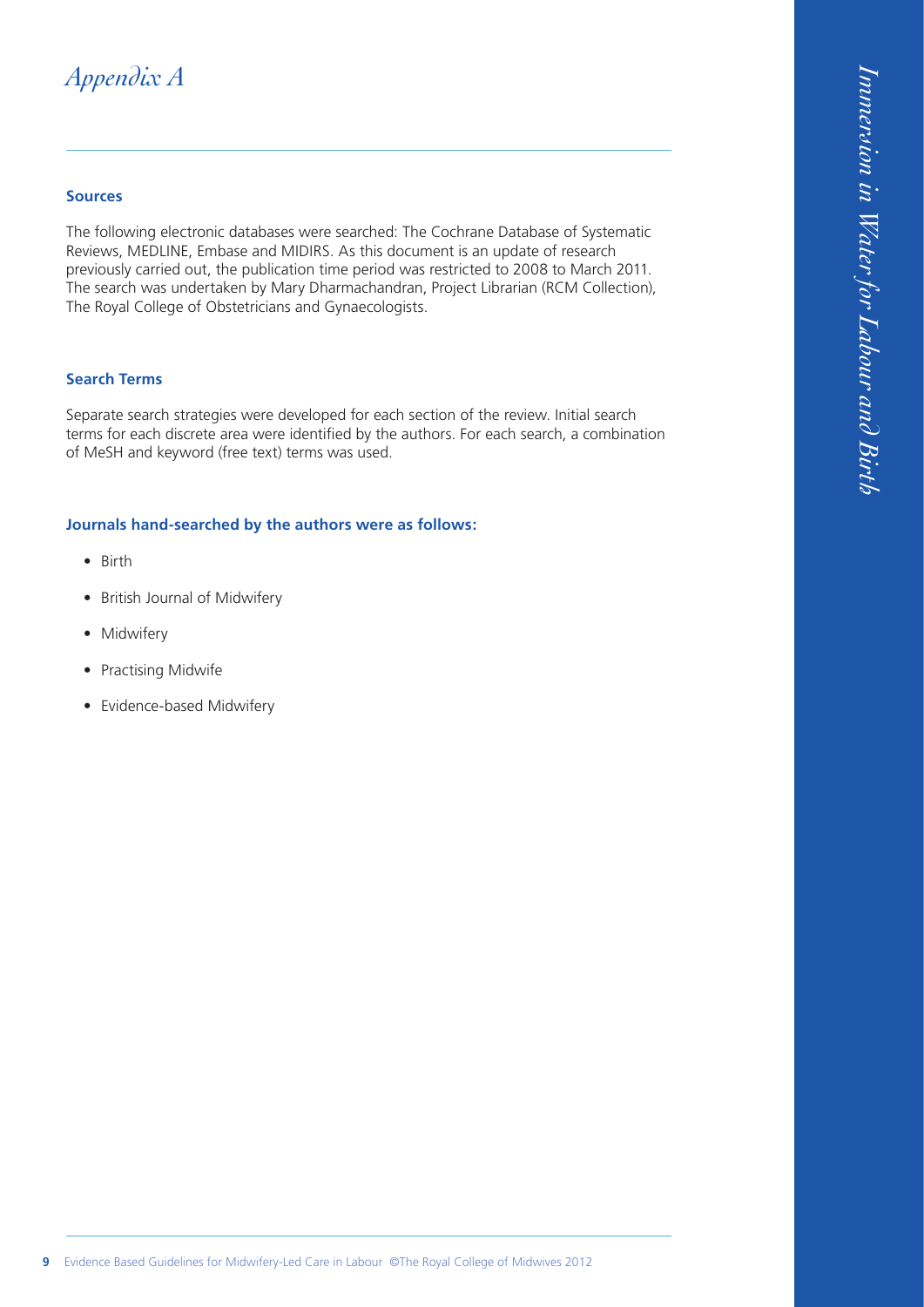# *Appendix A*

### Sources

The following electronic databases were searched: The Cochrane Database of Systematic Reviews, MEDLINE, Embase and MIDIRS. As this document is an update of research previously carried out, the publication time period was restricted to 2008 to March 2011. The search was undertaken by Mary Dharmachandran, Project Librarian (RCM Collection), The Royal College of Obstetricians and Gynaecologists.

### Search Terms

Separate search strategies were developed for each section of the review. Initial search terms for each discrete area were identified by the authors. For each search, a combination of MeSH and keyword (free text) terms was used.

### Journals hand-searched by the authors were as follows:

- Birth
- British Journal of Midwifery
- Midwifery
- Practising Midwife
- Evidence-based Midwifery